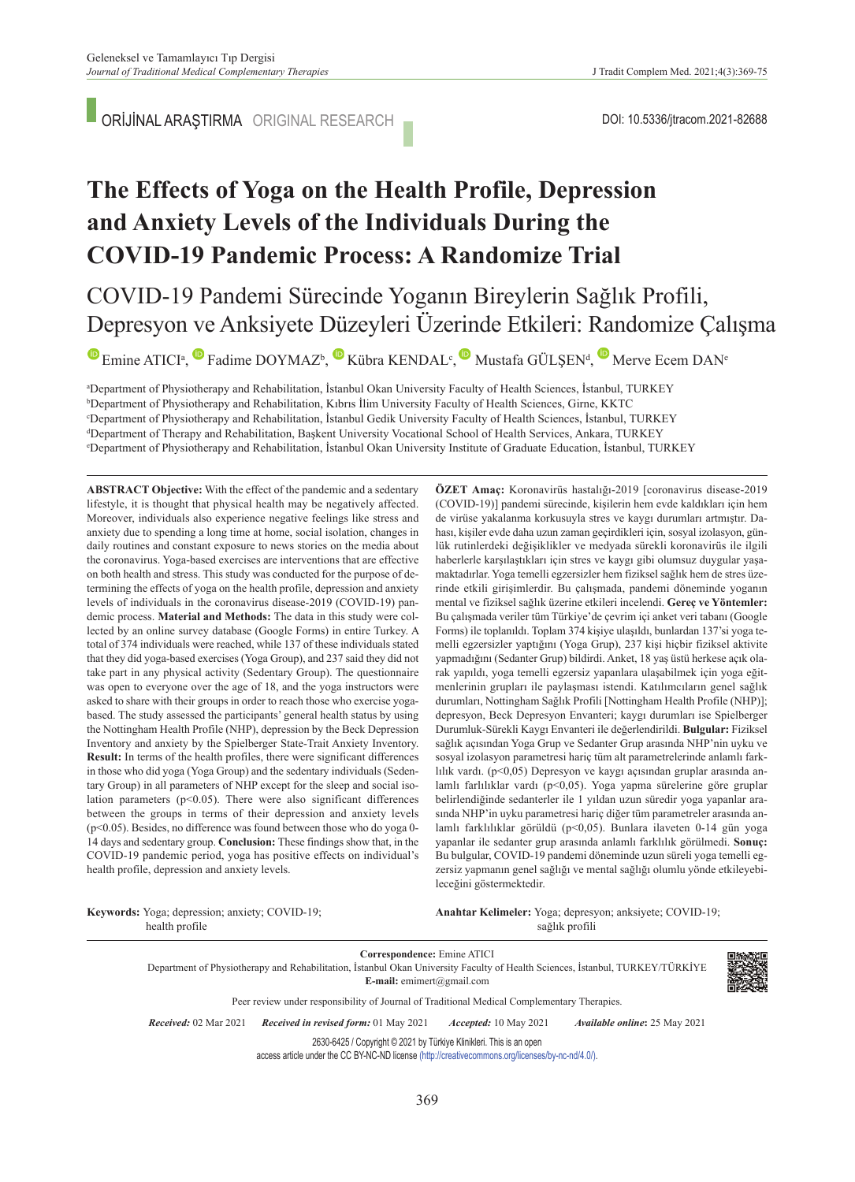ORİJİNAL ARAŞTIRMA ORIGINAL RESEARCH

DOI: 10.5336/jtracom.2021-82688

# The Effects of Yoga on the Health Profile, Depression and Anxiety Levels of the Individuals During the COVID-19 Pandemic Process: A Randomize Trial

## COVID-19 Pandemi Sürecinde Yoganın Bireylerin Sağlık Profili, Depresyon ve Anksiyete Düzeyleri Üzerinde Etkileri: Randomize Çalışma

Emine ATICI[a], Fadime DOYMAZ[b], Kübra KENDAL[c], Mustafa GÜLŞEN[d], Merve Ecem DAN[e]

[a]Department of Physiotherapy and Rehabilitation, İstanbul Okan University Faculty of Health Sciences, İstanbul, TURKEY
[b]Department of Physiotherapy and Rehabilitation, Kıbrıs İlim University Faculty of Health Sciences, Girne, KKTC
[c]Department of Physiotherapy and Rehabilitation, İstanbul Gedik University Faculty of Health Sciences, İstanbul, TURKEY
[d]Department of Therapy and Rehabilitation, Başkent University Vocational School of Health Services, Ankara, TURKEY
[e]Department of Physiotherapy and Rehabilitation, İstanbul Okan University Institute of Graduate Education, İstanbul, TURKEY

**ABSTRACT Objective:** With the effect of the pandemic and a sedentary lifestyle, it is thought that physical health may be negatively affected. Moreover, individuals also experience negative feelings like stress and anxiety due to spending a long time at home, social isolation, changes in daily routines and constant exposure to news stories on the media about the coronavirus. Yoga-based exercises are interventions that are effective on both health and stress. This study was conducted for the purpose of determining the effects of yoga on the health profile, depression and anxiety levels of individuals in the coronavirus disease-2019 (COVID-19) pandemic process. **Material and Methods:** The data in this study were collected by an online survey database (Google Forms) in entire Turkey. A total of 374 individuals were reached, while 137 of these individuals stated that they did yoga-based exercises (Yoga Group), and 237 said they did not take part in any physical activity (Sedentary Group). The questionnaire was open to everyone over the age of 18, and the yoga instructors were asked to share with their groups in order to reach those who exercise yoga-based. The study assessed the participants' general health status by using the Nottingham Health Profile (NHP), depression by the Beck Depression Inventory and anxiety by the Spielberger State-Trait Anxiety Inventory. **Result:** In terms of the health profiles, there were significant differences in those who did yoga (Yoga Group) and the sedentary individuals (Sedentary Group) in all parameters of NHP except for the sleep and social isolation parameters ($p<0.05$). There were also significant differences between the groups in terms of their depression and anxiety levels ($p<0.05$). Besides, no difference was found between those who do yoga 0-14 days and sedentary group. **Conclusion:** These findings show that, in the COVID-19 pandemic period, yoga has positive effects on individual's health profile, depression and anxiety levels.

**Keywords:** Yoga; depression; anxiety; COVID-19; health profile

**ÖZET Amaç:** Koronavirüs hastalığı-2019 [coronavirus disease-2019 (COVID-19)] pandemi sürecinde, kişilerin hem evde kaldıkları için hem de virüse yakalanma korkusuyla stres ve kaygı durumları artmıştır. Dahası, kişiler evde daha uzun zaman geçirdikleri için, sosyal izolasyon, günlük rutinlerdeki değişiklikler ve medyada sürekli koronavirüs ile ilgili haberlerle karşılaştıkları için stres ve kaygı gibi olumsuz duygular yaşamaktadırlar. Yoga temelli egzersizler hem fiziksel sağlık hem de stres üzerinde etkili girişimlerdir. Bu çalışmada, pandemi döneminde yoganın mental ve fiziksel sağlık üzerine etkileri incelendi. **Gereç ve Yöntemler:** Bu çalışmada veriler tüm Türkiye'de çevrim içi anket veri tabanı (Google Forms) ile toplanıldı. Toplam 374 kişiye ulaşıldı, bunlardan 137'si yoga temelli egzersizler yaptığını (Yoga Grup), 237 kişi hiçbir fiziksel aktivite yapmadığını (Sedanter Grup) bildirdi. Anket, 18 yaş üstü herkese açık olarak yapıldı, yoga temelli egzersiz yapanlara ulaşabilmek için yoga eğitmenlerinin grupları ile paylaşması istendi. Katılımcıların genel sağlık durumları, Nottingham Sağlık Profili [Nottingham Health Profile (NHP)]; depresyon, Beck Depresyon Envanteri; kaygı durumları ise Spielberger Durumluk-Sürekli Kaygı Envanteri ile değerlendirildi. **Bulgular:** Fiziksel sağlık açısından Yoga Grup ve Sedanter Grup arasında NHP'nin uyku ve sosyal izolasyon parametresi hariç tüm alt parametrelerinde anlamlı farklılık vardı. ($p<0,05$) Depresyon ve kaygı açısından gruplar arasında anlamlı farklılıklar vardı ($p<0,05$). Yoga yapma sürelerine göre gruplar belirlendiğinde sedanterler ile 1 yıldan uzun süredir yoga yapanlar arasında NHP'in uyku parametresi hariç diğer tüm parametreler arasında anlamlı farklılıklar görüldü ($p<0,05$). Bunlara ilaveten 0-14 gün yoga yapanlar ile sedanter grup arasında anlamlı farklılık görülmedi. **Sonuç:** Bu bulgular, COVID-19 pandemi döneminde uzun süreli yoga temelli egzersiz yapmanın genel sağlığı ve mental sağlığı olumlu yönde etkileyebileceğini göstermektedir.

**Anahtar Kelimeler:** Yoga; depresyon; anksiyete; COVID-19; sağlık profili

**Correspondence:** Emine ATICI
Department of Physiotherapy and Rehabilitation, İstanbul Okan University Faculty of Health Sciences, İstanbul, TURKEY/TÜRKİYE
**E-mail:** emimert@gmail.com

Peer review under responsibility of Journal of Traditional Medical Complementary Therapies.

*Received:* 02 Mar 2021 *Received in revised form:* 01 May 2021 *Accepted:* 10 May 2021 *Available online*: 25 May 2021

2630-6425 / Copyright © 2021 by Türkiye Klinikleri. This is an open access article under the CC BY-NC-ND license (http://creativecommons.org/licenses/by-nc-nd/4.0/).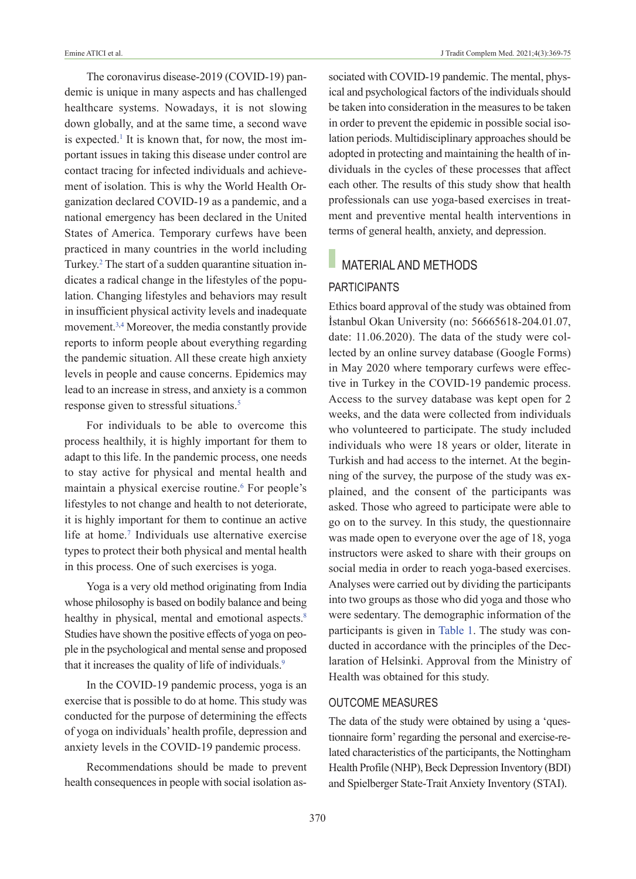The coronavirus disease-2019 (COVID-19) pandemic is unique in many aspects and has challenged healthcare systems. Nowadays, it is not slowing down globally, and at the same time, a second wave is expected.[1] It is known that, for now, the most important issues in taking this disease under control are contact tracing for infected individuals and achievement of isolation. This is why the World Health Organization declared COVID-19 as a pandemic, and a national emergency has been declared in the United States of America. Temporary curfews have been practiced in many countries in the world including Turkey.[2] The start of a sudden quarantine situation indicates a radical change in the lifestyles of the population. Changing lifestyles and behaviors may result in insufficient physical activity levels and inadequate movement.[3,4] Moreover, the media constantly provide reports to inform people about everything regarding the pandemic situation. All these create high anxiety levels in people and cause concerns. Epidemics may lead to an increase in stress, and anxiety is a common response given to stressful situations.[5]

For individuals to be able to overcome this process healthily, it is highly important for them to adapt to this life. In the pandemic process, one needs to stay active for physical and mental health and maintain a physical exercise routine.[6] For people's lifestyles to not change and health to not deteriorate, it is highly important for them to continue an active life at home.[7] Individuals use alternative exercise types to protect their both physical and mental health in this process. One of such exercises is yoga.

Yoga is a very old method originating from India whose philosophy is based on bodily balance and being healthy in physical, mental and emotional aspects.[8] Studies have shown the positive effects of yoga on people in the psychological and mental sense and proposed that it increases the quality of life of individuals.[9]

In the COVID-19 pandemic process, yoga is an exercise that is possible to do at home. This study was conducted for the purpose of determining the effects of yoga on individuals' health profile, depression and anxiety levels in the COVID-19 pandemic process.

Recommendations should be made to prevent health consequences in people with social isolation associated with COVID-19 pandemic. The mental, physical and psychological factors of the individuals should be taken into consideration in the measures to be taken in order to prevent the epidemic in possible social isolation periods. Multidisciplinary approaches should be adopted in protecting and maintaining the health of individuals in the cycles of these processes that affect each other. The results of this study show that health professionals can use yoga-based exercises in treatment and preventive mental health interventions in terms of general health, anxiety, and depression.

## MATERIAL AND METHODS

### PARTICIPANTS

Ethics board approval of the study was obtained from İstanbul Okan University (no: 56665618-204.01.07, date: 11.06.2020). The data of the study were collected by an online survey database (Google Forms) in May 2020 where temporary curfews were effective in Turkey in the COVID-19 pandemic process. Access to the survey database was kept open for 2 weeks, and the data were collected from individuals who volunteered to participate. The study included individuals who were 18 years or older, literate in Turkish and had access to the internet. At the beginning of the survey, the purpose of the study was explained, and the consent of the participants was asked. Those who agreed to participate were able to go on to the survey. In this study, the questionnaire was made open to everyone over the age of 18, yoga instructors were asked to share with their groups on social media in order to reach yoga-based exercises. Analyses were carried out by dividing the participants into two groups as those who did yoga and those who were sedentary. The demographic information of the participants is given in Table 1. The study was conducted in accordance with the principles of the Declaration of Helsinki. Approval from the Ministry of Health was obtained for this study.

### OUTCOME MEASURES

The data of the study were obtained by using a 'questionnaire form' regarding the personal and exercise-related characteristics of the participants, the Nottingham Health Profile (NHP), Beck Depression Inventory (BDI) and Spielberger State-Trait Anxiety Inventory (STAI).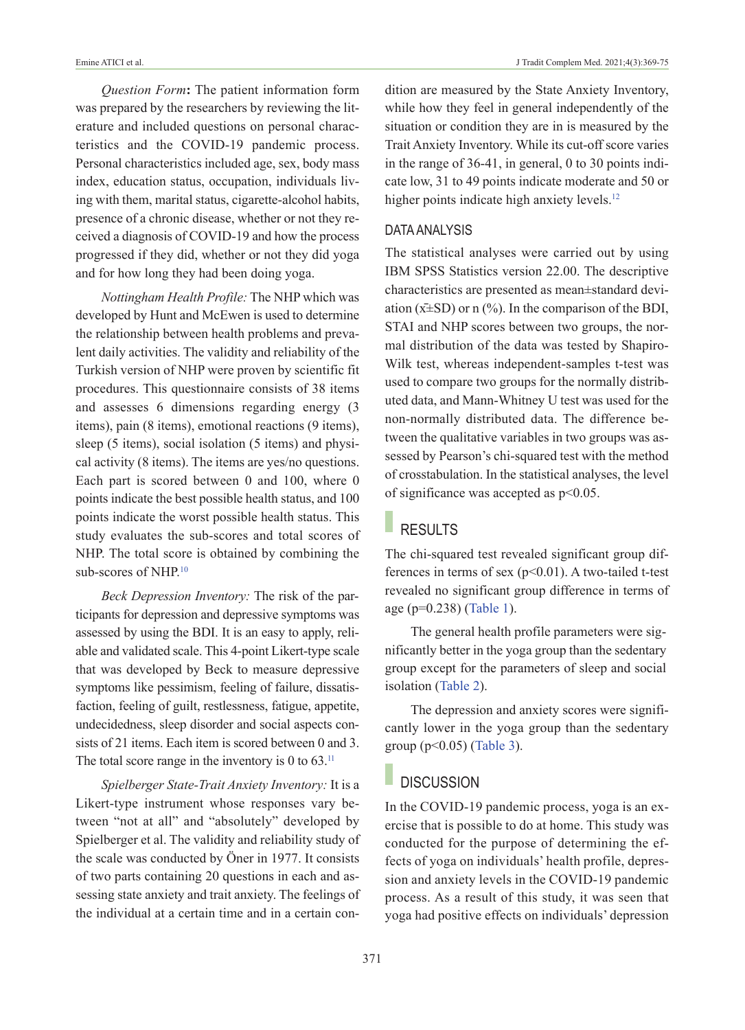*Question Form*: The patient information form was prepared by the researchers by reviewing the literature and included questions on personal characteristics and the COVID-19 pandemic process. Personal characteristics included age, sex, body mass index, education status, occupation, individuals living with them, marital status, cigarette-alcohol habits, presence of a chronic disease, whether or not they received a diagnosis of COVID-19 and how the process progressed if they did, whether or not they did yoga and for how long they had been doing yoga.

*Nottingham Health Profile:* The NHP which was developed by Hunt and McEwen is used to determine the relationship between health problems and prevalent daily activities. The validity and reliability of the Turkish version of NHP were proven by scientific fit procedures. This questionnaire consists of 38 items and assesses 6 dimensions regarding energy (3 items), pain (8 items), emotional reactions (9 items), sleep (5 items), social isolation (5 items) and physical activity (8 items). The items are yes/no questions. Each part is scored between 0 and 100, where 0 points indicate the best possible health status, and 100 points indicate the worst possible health status. This study evaluates the sub-scores and total scores of NHP. The total score is obtained by combining the sub-scores of NHP.[10]

*Beck Depression Inventory:* The risk of the participants for depression and depressive symptoms was assessed by using the BDI. It is an easy to apply, reliable and validated scale. This 4-point Likert-type scale that was developed by Beck to measure depressive symptoms like pessimism, feeling of failure, dissatisfaction, feeling of guilt, restlessness, fatigue, appetite, undecidedness, sleep disorder and social aspects consists of 21 items. Each item is scored between 0 and 3. The total score range in the inventory is 0 to 63.[11]

*Spielberger State-Trait Anxiety Inventory:* It is a Likert-type instrument whose responses vary between "not at all" and "absolutely" developed by Spielberger et al. The validity and reliability study of the scale was conducted by Öner in 1977. It consists of two parts containing 20 questions in each and assessing state anxiety and trait anxiety. The feelings of the individual at a certain time and in a certain condition are measured by the State Anxiety Inventory, while how they feel in general independently of the situation or condition they are in is measured by the Trait Anxiety Inventory. While its cut-off score varies in the range of 36-41, in general, 0 to 30 points indicate low, 31 to 49 points indicate moderate and 50 or higher points indicate high anxiety levels.[12]

### DATA ANALYSIS

The statistical analyses were carried out by using IBM SPSS Statistics version 22.00. The descriptive characteristics are presented as mean±standard deviation ($\bar{x}$±SD) or n (%). In the comparison of the BDI, STAI and NHP scores between two groups, the normal distribution of the data was tested by Shapiro-Wilk test, whereas independent-samples t-test was used to compare two groups for the normally distributed data, and Mann-Whitney U test was used for the non-normally distributed data. The difference between the qualitative variables in two groups was assessed by Pearson's chi-squared test with the method of crosstabulation. In the statistical analyses, the level of significance was accepted as $p<0.05$.

## RESULTS

The chi-squared test revealed significant group differences in terms of sex ($p<0.01$). A two-tailed t-test revealed no significant group difference in terms of age ($p=0.238$) (Table 1).

The general health profile parameters were significantly better in the yoga group than the sedentary group except for the parameters of sleep and social isolation (Table 2).

The depression and anxiety scores were significantly lower in the yoga group than the sedentary group ($p<0.05$) (Table 3).

## DISCUSSION

In the COVID-19 pandemic process, yoga is an exercise that is possible to do at home. This study was conducted for the purpose of determining the effects of yoga on individuals' health profile, depression and anxiety levels in the COVID-19 pandemic process. As a result of this study, it was seen that yoga had positive effects on individuals' depression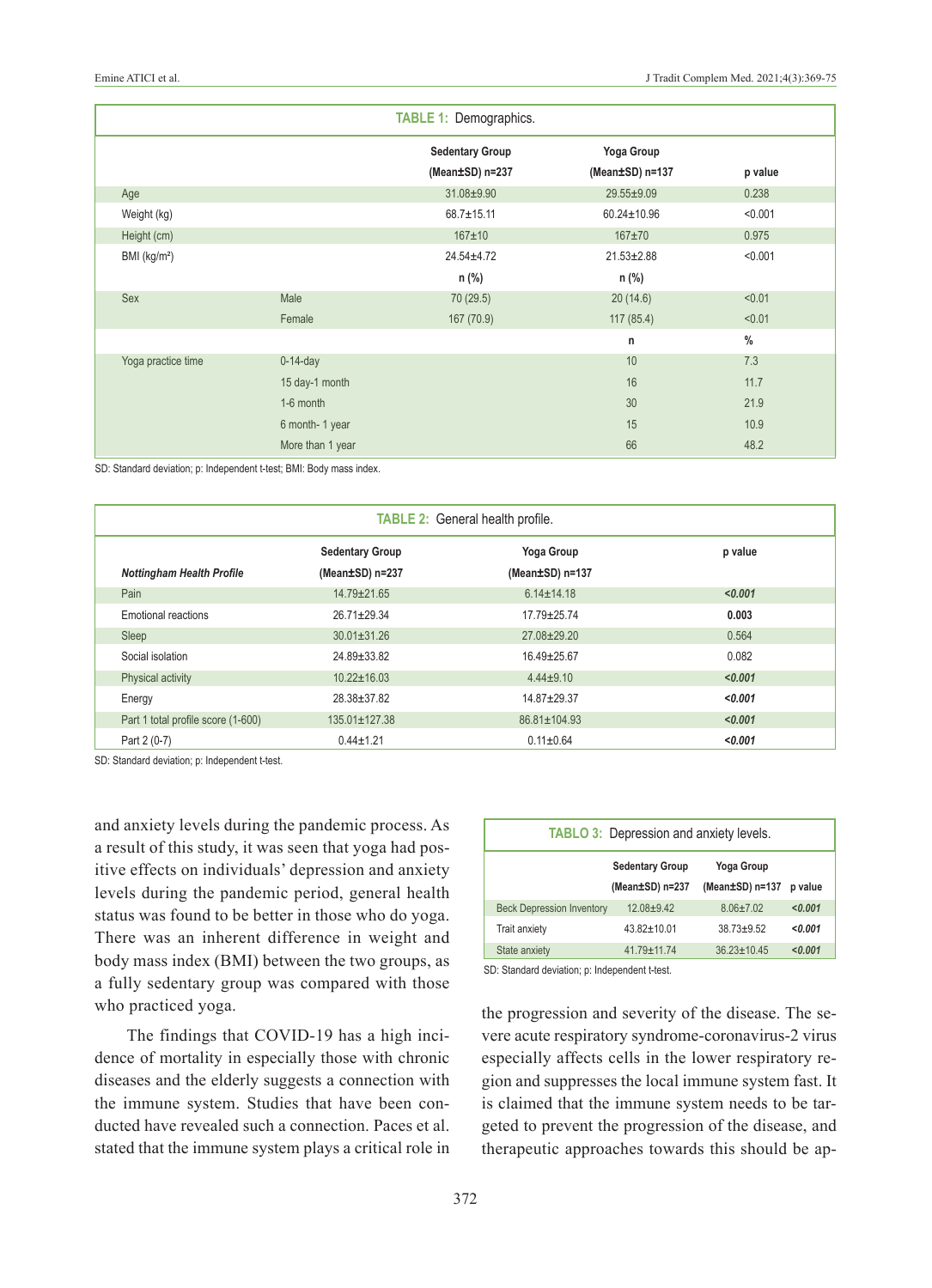**TABLE 1:** Demographics.

| | | Sedentary Group (Mean±SD) n=237 | Yoga Group (Mean±SD) n=137 | p value |
|---|---|---|---|---|
| Age | | 31.08±9.90 | 29.55±9.09 | 0.238 |
| Weight (kg) | | 68.7±15.11 | 60.24±10.96 | <0.001 |
| Height (cm) | | 167±10 | 167±70 | 0.975 |
| BMI (kg/m²) | | 24.54±4.72 | 21.53±2.88 | <0.001 |
| | | n (%) | n (%) | |
| Sex | Male | 70 (29.5) | 20 (14.6) | <0.01 |
| | Female | 167 (70.9) | 117 (85.4) | <0.01 |
| | | | n | % |
| Yoga practice time | 0-14-day | | 10 | 7.3 |
| | 15 day-1 month | | 16 | 11.7 |
| | 1-6 month | | 30 | 21.9 |
| | 6 month- 1 year | | 15 | 10.9 |
| | More than 1 year | | 66 | 48.2 |

SD: Standard deviation; p: Independent t-test; BMI: Body mass index.

**TABLE 2:** General health profile.

| *Nottingham Health Profile* | Sedentary Group (Mean±SD) n=237 | Yoga Group (Mean±SD) n=137 | p value |
|---|---|---|---|
| Pain | 14.79±21.65 | 6.14±14.18 | ***<0.001*** |
| Emotional reactions | 26.71±29.34 | 17.79±25.74 | **0.003** |
| Sleep | 30.01±31.26 | 27.08±29.20 | 0.564 |
| Social isolation | 24.89±33.82 | 16.49±25.67 | 0.082 |
| Physical activity | 10.22±16.03 | 4.44±9.10 | ***<0.001*** |
| Energy | 28.38±37.82 | 14.87±29.37 | ***<0.001*** |
| Part 1 total profile score (1-600) | 135.01±127.38 | 86.81±104.93 | ***<0.001*** |
| Part 2 (0-7) | 0.44±1.21 | 0.11±0.64 | ***<0.001*** |

SD: Standard deviation; p: Independent t-test.

and anxiety levels during the pandemic process. As a result of this study, it was seen that yoga had positive effects on individuals' depression and anxiety levels during the pandemic period, general health status was found to be better in those who do yoga. There was an inherent difference in weight and body mass index (BMI) between the two groups, as a fully sedentary group was compared with those who practiced yoga.

The findings that COVID-19 has a high incidence of mortality in especially those with chronic diseases and the elderly suggests a connection with the immune system. Studies that have been conducted have revealed such a connection. Paces et al. stated that the immune system plays a critical role in the progression and severity of the disease. The severe acute respiratory syndrome-coronavirus-2 virus especially affects cells in the lower respiratory region and suppresses the local immune system fast. It is claimed that the immune system needs to be targeted to prevent the progression of the disease, and therapeutic approaches towards this should be ap-

**TABLO 3:** Depression and anxiety levels.

| | Sedentary Group (Mean±SD) n=237 | Yoga Group (Mean±SD) n=137 | p value |
|---|---|---|---|
| Beck Depression Inventory | 12.08±9.42 | 8.06±7.02 | ***<0.001*** |
| Trait anxiety | 43.82±10.01 | 38.73±9.52 | ***<0.001*** |
| State anxiety | 41.79±11.74 | 36.23±10.45 | ***<0.001*** |

SD: Standard deviation; p: Independent t-test.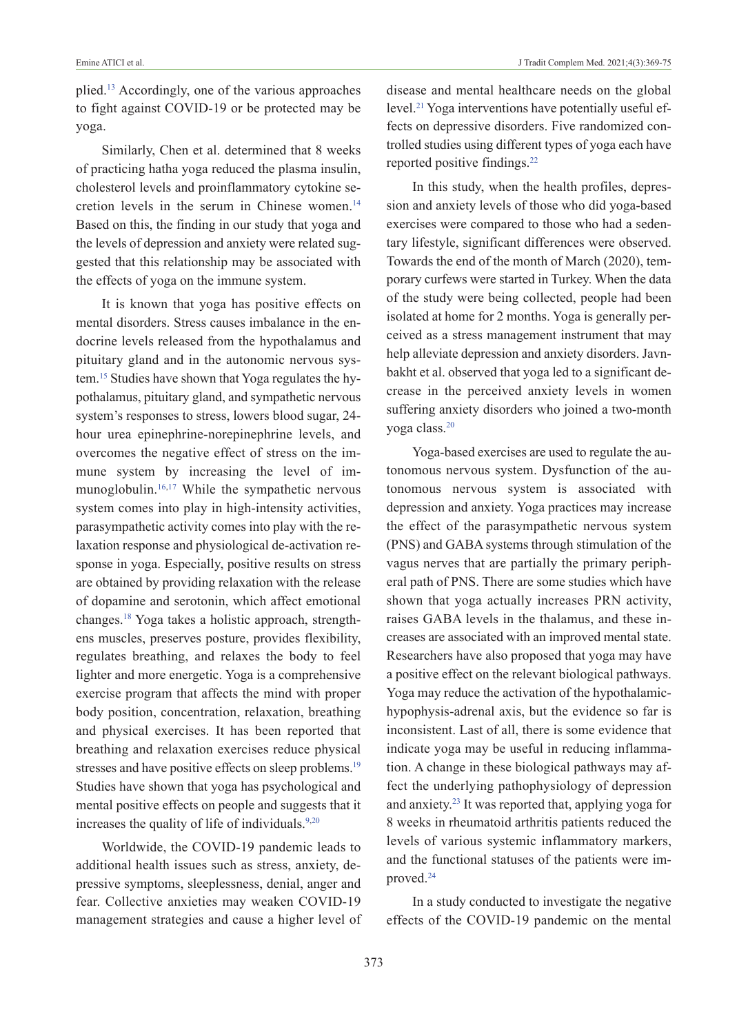plied.[13] Accordingly, one of the various approaches to fight against COVID-19 or be protected may be yoga.

Similarly, Chen et al. determined that 8 weeks of practicing hatha yoga reduced the plasma insulin, cholesterol levels and proinflammatory cytokine secretion levels in the serum in Chinese women.[14] Based on this, the finding in our study that yoga and the levels of depression and anxiety were related suggested that this relationship may be associated with the effects of yoga on the immune system.

It is known that yoga has positive effects on mental disorders. Stress causes imbalance in the endocrine levels released from the hypothalamus and pituitary gland and in the autonomic nervous system.[15] Studies have shown that Yoga regulates the hypothalamus, pituitary gland, and sympathetic nervous system's responses to stress, lowers blood sugar, 24-hour urea epinephrine-norepinephrine levels, and overcomes the negative effect of stress on the immune system by increasing the level of immunoglobulin.[16,17] While the sympathetic nervous system comes into play in high-intensity activities, parasympathetic activity comes into play with the relaxation response and physiological de-activation response in yoga. Especially, positive results on stress are obtained by providing relaxation with the release of dopamine and serotonin, which affect emotional changes.[18] Yoga takes a holistic approach, strengthens muscles, preserves posture, provides flexibility, regulates breathing, and relaxes the body to feel lighter and more energetic. Yoga is a comprehensive exercise program that affects the mind with proper body position, concentration, relaxation, breathing and physical exercises. It has been reported that breathing and relaxation exercises reduce physical stresses and have positive effects on sleep problems.[19] Studies have shown that yoga has psychological and mental positive effects on people and suggests that it increases the quality of life of individuals.[9,20]

Worldwide, the COVID-19 pandemic leads to additional health issues such as stress, anxiety, depressive symptoms, sleeplessness, denial, anger and fear. Collective anxieties may weaken COVID-19 management strategies and cause a higher level of disease and mental healthcare needs on the global level.[21] Yoga interventions have potentially useful effects on depressive disorders. Five randomized controlled studies using different types of yoga each have reported positive findings.[22]

In this study, when the health profiles, depression and anxiety levels of those who did yoga-based exercises were compared to those who had a sedentary lifestyle, significant differences were observed. Towards the end of the month of March (2020), temporary curfews were started in Turkey. When the data of the study were being collected, people had been isolated at home for 2 months. Yoga is generally perceived as a stress management instrument that may help alleviate depression and anxiety disorders. Javnbakht et al. observed that yoga led to a significant decrease in the perceived anxiety levels in women suffering anxiety disorders who joined a two-month yoga class.[20]

Yoga-based exercises are used to regulate the autonomous nervous system. Dysfunction of the autonomous nervous system is associated with depression and anxiety. Yoga practices may increase the effect of the parasympathetic nervous system (PNS) and GABA systems through stimulation of the vagus nerves that are partially the primary peripheral path of PNS. There are some studies which have shown that yoga actually increases PRN activity, raises GABA levels in the thalamus, and these increases are associated with an improved mental state. Researchers have also proposed that yoga may have a positive effect on the relevant biological pathways. Yoga may reduce the activation of the hypothalamic-hypophysis-adrenal axis, but the evidence so far is inconsistent. Last of all, there is some evidence that indicate yoga may be useful in reducing inflammation. A change in these biological pathways may affect the underlying pathophysiology of depression and anxiety.[23] It was reported that, applying yoga for 8 weeks in rheumatoid arthritis patients reduced the levels of various systemic inflammatory markers, and the functional statuses of the patients were improved.[24]

In a study conducted to investigate the negative effects of the COVID-19 pandemic on the mental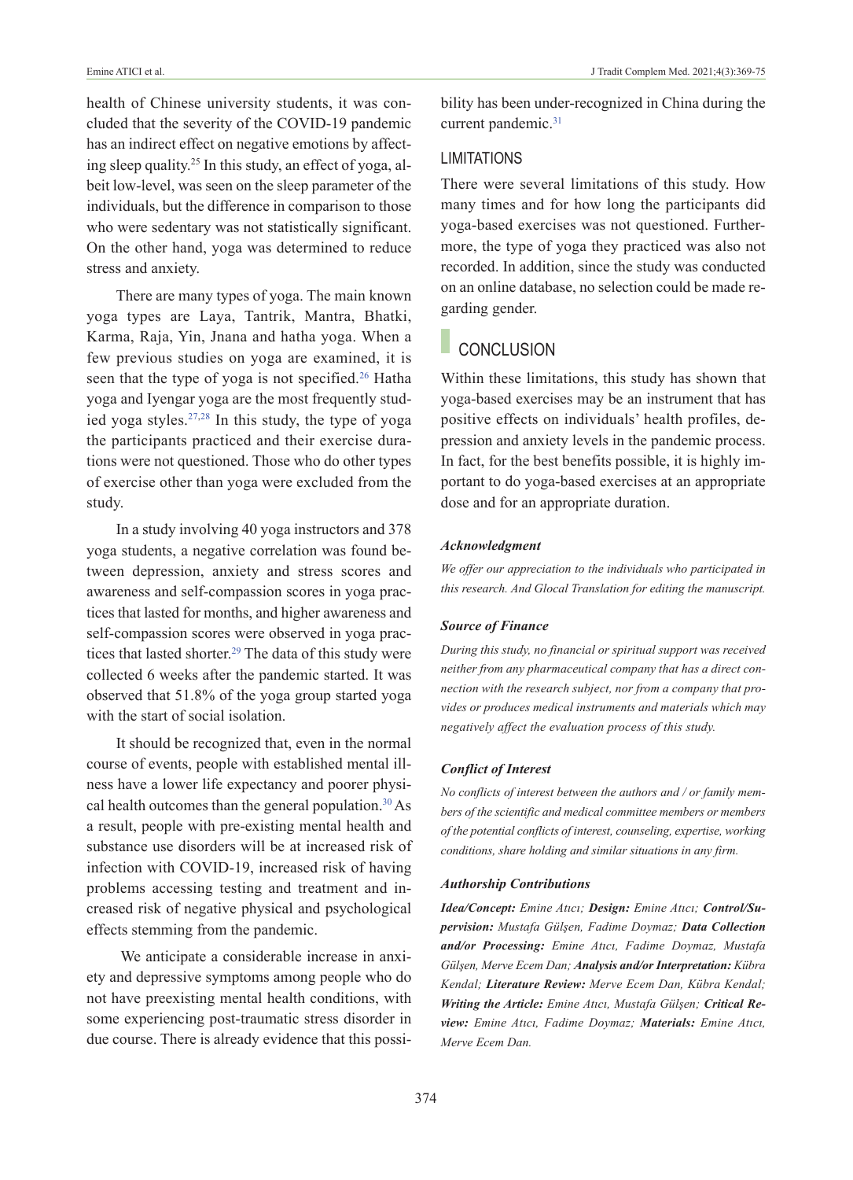health of Chinese university students, it was concluded that the severity of the COVID-19 pandemic has an indirect effect on negative emotions by affecting sleep quality.[25] In this study, an effect of yoga, albeit low-level, was seen on the sleep parameter of the individuals, but the difference in comparison to those who were sedentary was not statistically significant. On the other hand, yoga was determined to reduce stress and anxiety.

There are many types of yoga. The main known yoga types are Laya, Tantrik, Mantra, Bhatki, Karma, Raja, Yin, Jnana and hatha yoga. When a few previous studies on yoga are examined, it is seen that the type of yoga is not specified.[26] Hatha yoga and Iyengar yoga are the most frequently studied yoga styles.[27,28] In this study, the type of yoga the participants practiced and their exercise durations were not questioned. Those who do other types of exercise other than yoga were excluded from the study.

In a study involving 40 yoga instructors and 378 yoga students, a negative correlation was found between depression, anxiety and stress scores and awareness and self-compassion scores in yoga practices that lasted for months, and higher awareness and self-compassion scores were observed in yoga practices that lasted shorter.[29] The data of this study were collected 6 weeks after the pandemic started. It was observed that 51.8% of the yoga group started yoga with the start of social isolation.

It should be recognized that, even in the normal course of events, people with established mental illness have a lower life expectancy and poorer physical health outcomes than the general population.[30] As a result, people with pre-existing mental health and substance use disorders will be at increased risk of infection with COVID-19, increased risk of having problems accessing testing and treatment and increased risk of negative physical and psychological effects stemming from the pandemic.

We anticipate a considerable increase in anxiety and depressive symptoms among people who do not have preexisting mental health conditions, with some experiencing post-traumatic stress disorder in due course. There is already evidence that this possibility has been under-recognized in China during the current pandemic.[31]

## LIMITATIONS

There were several limitations of this study. How many times and for how long the participants did yoga-based exercises was not questioned. Furthermore, the type of yoga they practiced was also not recorded. In addition, since the study was conducted on an online database, no selection could be made regarding gender.

## CONCLUSION

Within these limitations, this study has shown that yoga-based exercises may be an instrument that has positive effects on individuals' health profiles, depression and anxiety levels in the pandemic process. In fact, for the best benefits possible, it is highly important to do yoga-based exercises at an appropriate dose and for an appropriate duration.

### *Acknowledgment*

*We offer our appreciation to the individuals who participated in this research. And Glocal Translation for editing the manuscript.*

### *Source of Finance*

*During this study, no financial or spiritual support was received neither from any pharmaceutical company that has a direct connection with the research subject, nor from a company that provides or produces medical instruments and materials which may negatively affect the evaluation process of this study.*

### *Conflict of Interest*

*No conflicts of interest between the authors and / or family members of the scientific and medical committee members or members of the potential conflicts of interest, counseling, expertise, working conditions, share holding and similar situations in any firm.*

### *Authorship Contributions*

***Idea/Concept:*** *Emine Atıcı;* ***Design:*** *Emine Atıcı;* ***Control/Supervision:*** *Mustafa Gülşen, Fadime Doymaz;* ***Data Collection and/or Processing:*** *Emine Atıcı, Fadime Doymaz, Mustafa Gülşen, Merve Ecem Dan;* ***Analysis and/or Interpretation:*** *Kübra Kendal;* ***Literature Review:*** *Merve Ecem Dan, Kübra Kendal;* ***Writing the Article:*** *Emine Atıcı, Mustafa Gülşen;* ***Critical Review:*** *Emine Atıcı, Fadime Doymaz;* ***Materials:*** *Emine Atıcı, Merve Ecem Dan.*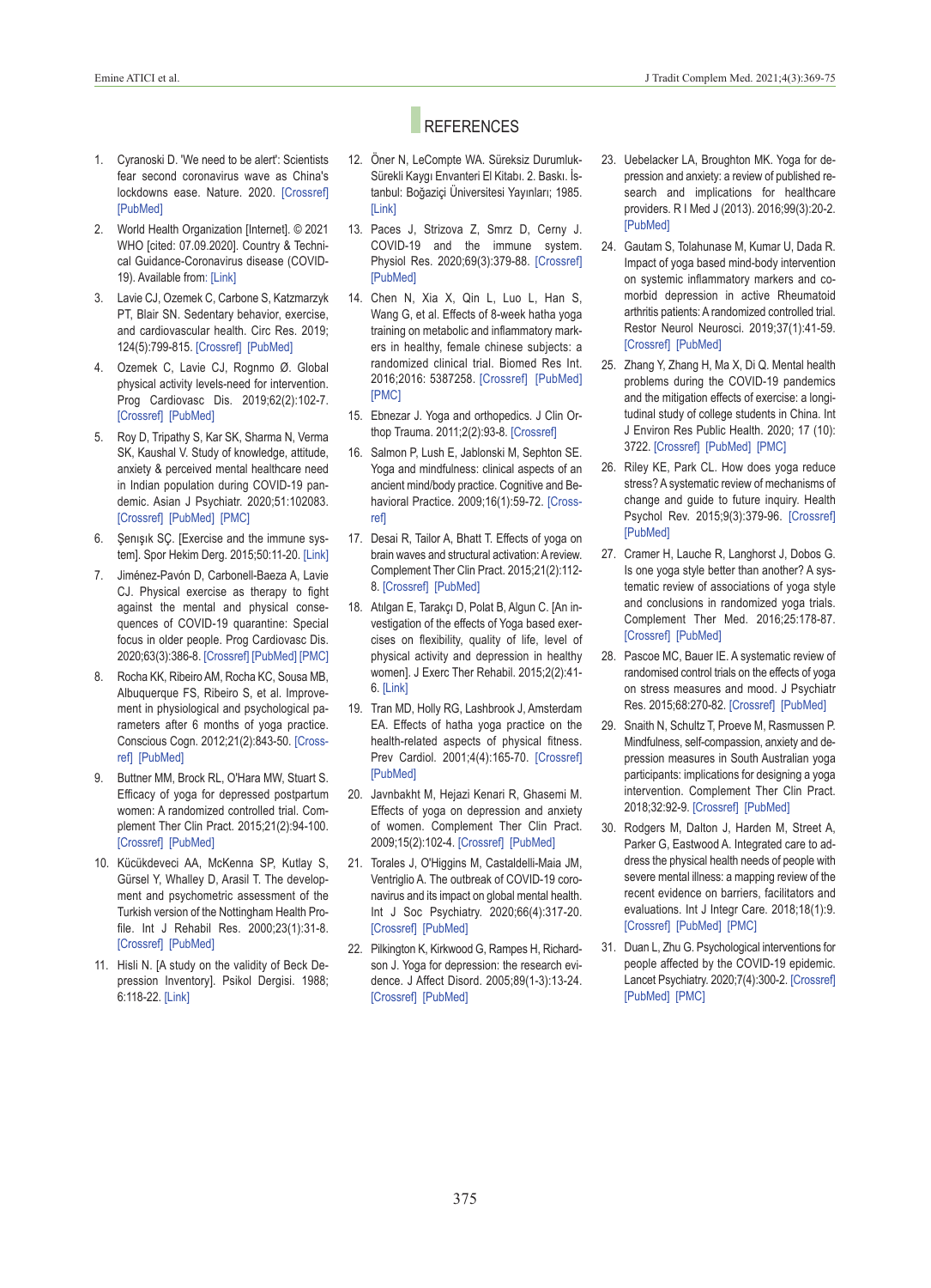# REFERENCES

1. Cyranoski D. 'We need to be alert': Scientists fear second coronavirus wave as China's lockdowns ease. Nature. 2020. [Crossref] [PubMed]
2. World Health Organization [Internet]. © 2021 WHO [cited: 07.09.2020]. Country & Technical Guidance-Coronavirus disease (COVID-19). Available from: [Link]
3. Lavie CJ, Ozemek C, Carbone S, Katzmarzyk PT, Blair SN. Sedentary behavior, exercise, and cardiovascular health. Circ Res. 2019; 124(5):799-815. [Crossref] [PubMed]
4. Ozemek C, Lavie CJ, Rognmo Ø. Global physical activity levels-need for intervention. Prog Cardiovasc Dis. 2019;62(2):102-7. [Crossref] [PubMed]
5. Roy D, Tripathy S, Kar SK, Sharma N, Verma SK, Kaushal V. Study of knowledge, attitude, anxiety & perceived mental healthcare need in Indian population during COVID-19 pandemic. Asian J Psychiatr. 2020;51:102083. [Crossref] [PubMed] [PMC]
6. Şenışık SÇ. [Exercise and the immune system]. Spor Hekim Derg. 2015;50:11-20. [Link]
7. Jiménez-Pavón D, Carbonell-Baeza A, Lavie CJ. Physical exercise as therapy to fight against the mental and physical consequences of COVID-19 quarantine: Special focus in older people. Prog Cardiovasc Dis. 2020;63(3):386-8. [Crossref] [PubMed] [PMC]
8. Rocha KK, Ribeiro AM, Rocha KC, Sousa MB, Albuquerque FS, Ribeiro S, et al. Improvement in physiological and psychological parameters after 6 months of yoga practice. Conscious Cogn. 2012;21(2):843-50. [Crossref] [PubMed]
9. Buttner MM, Brock RL, O'Hara MW, Stuart S. Efficacy of yoga for depressed postpartum women: A randomized controlled trial. Complement Ther Clin Pract. 2015;21(2):94-100. [Crossref] [PubMed]
10. Kücükdeveci AA, McKenna SP, Kutlay S, Gürsel Y, Whalley D, Arasil T. The development and psychometric assessment of the Turkish version of the Nottingham Health Profile. Int J Rehabil Res. 2000;23(1):31-8. [Crossref] [PubMed]
11. Hisli N. [A study on the validity of Beck Depression Inventory]. Psikol Dergisi. 1988; 6:118-22. [Link]
12. Öner N, LeCompte WA. Süreksiz Durumluk-Sürekli Kaygı Envanteri El Kitabı. 2. Baskı. İstanbul: Boğaziçi Üniversitesi Yayınları; 1985. [Link]
13. Paces J, Strizova Z, Smrz D, Cerny J. COVID-19 and the immune system. Physiol Res. 2020;69(3):379-88. [Crossref] [PubMed]
14. Chen N, Xia X, Qin L, Luo L, Han S, Wang G, et al. Effects of 8-week hatha yoga training on metabolic and inflammatory markers in healthy, female chinese subjects: a randomized clinical trial. Biomed Res Int. 2016;2016: 5387258. [Crossref] [PubMed] [PMC]
15. Ebnezar J. Yoga and orthopedics. J Clin Orthop Trauma. 2011;2(2):93-8. [Crossref]
16. Salmon P, Lush E, Jablonski M, Sephton SE. Yoga and mindfulness: clinical aspects of an ancient mind/body practice. Cognitive and Behavioral Practice. 2009;16(1):59-72. [Crossref]
17. Desai R, Tailor A, Bhatt T. Effects of yoga on brain waves and structural activation: A review. Complement Ther Clin Pract. 2015;21(2):112-8. [Crossref] [PubMed]
18. Atılgan E, Tarakçı D, Polat B, Algun C. [An investigation of the effects of Yoga based exercises on flexibility, quality of life, level of physical activity and depression in healthy women]. J Exerc Ther Rehabil. 2015;2(2):41-6. [Link]
19. Tran MD, Holly RG, Lashbrook J, Amsterdam EA. Effects of hatha yoga practice on the health-related aspects of physical fitness. Prev Cardiol. 2001;4(4):165-70. [Crossref] [PubMed]
20. Javnbakht M, Hejazi Kenari R, Ghasemi M. Effects of yoga on depression and anxiety of women. Complement Ther Clin Pract. 2009;15(2):102-4. [Crossref] [PubMed]
21. Torales J, O'Higgins M, Castaldelli-Maia JM, Ventriglio A. The outbreak of COVID-19 coronavirus and its impact on global mental health. Int J Soc Psychiatry. 2020;66(4):317-20. [Crossref] [PubMed]
22. Pilkington K, Kirkwood G, Rampes H, Richardson J. Yoga for depression: the research evidence. J Affect Disord. 2005;89(1-3):13-24. [Crossref] [PubMed]
23. Uebelacker LA, Broughton MK. Yoga for depression and anxiety: a review of published research and implications for healthcare providers. R I Med J (2013). 2016;99(3):20-2. [PubMed]
24. Gautam S, Tolahunase M, Kumar U, Dada R. Impact of yoga based mind-body intervention on systemic inflammatory markers and co-morbid depression in active Rheumatoid arthritis patients: A randomized controlled trial. Restor Neurol Neurosci. 2019;37(1):41-59. [Crossref] [PubMed]
25. Zhang Y, Zhang H, Ma X, Di Q. Mental health problems during the COVID-19 pandemics and the mitigation effects of exercise: a longitudinal study of college students in China. Int J Environ Res Public Health. 2020; 17 (10): 3722. [Crossref] [PubMed] [PMC]
26. Riley KE, Park CL. How does yoga reduce stress? A systematic review of mechanisms of change and guide to future inquiry. Health Psychol Rev. 2015;9(3):379-96. [Crossref] [PubMed]
27. Cramer H, Lauche R, Langhorst J, Dobos G. Is one yoga style better than another? A systematic review of associations of yoga style and conclusions in randomized yoga trials. Complement Ther Med. 2016;25:178-87. [Crossref] [PubMed]
28. Pascoe MC, Bauer IE. A systematic review of randomised control trials on the effects of yoga on stress measures and mood. J Psychiatr Res. 2015;68:270-82. [Crossref] [PubMed]
29. Snaith N, Schultz T, Proeve M, Rasmussen P. Mindfulness, self-compassion, anxiety and depression measures in South Australian yoga participants: implications for designing a yoga intervention. Complement Ther Clin Pract. 2018;32:92-9. [Crossref] [PubMed]
30. Rodgers M, Dalton J, Harden M, Street A, Parker G, Eastwood A. Integrated care to address the physical health needs of people with severe mental illness: a mapping review of the recent evidence on barriers, facilitators and evaluations. Int J Integr Care. 2018;18(1):9. [Crossref] [PubMed] [PMC]
31. Duan L, Zhu G. Psychological interventions for people affected by the COVID-19 epidemic. Lancet Psychiatry. 2020;7(4):300-2. [Crossref] [PubMed] [PMC]